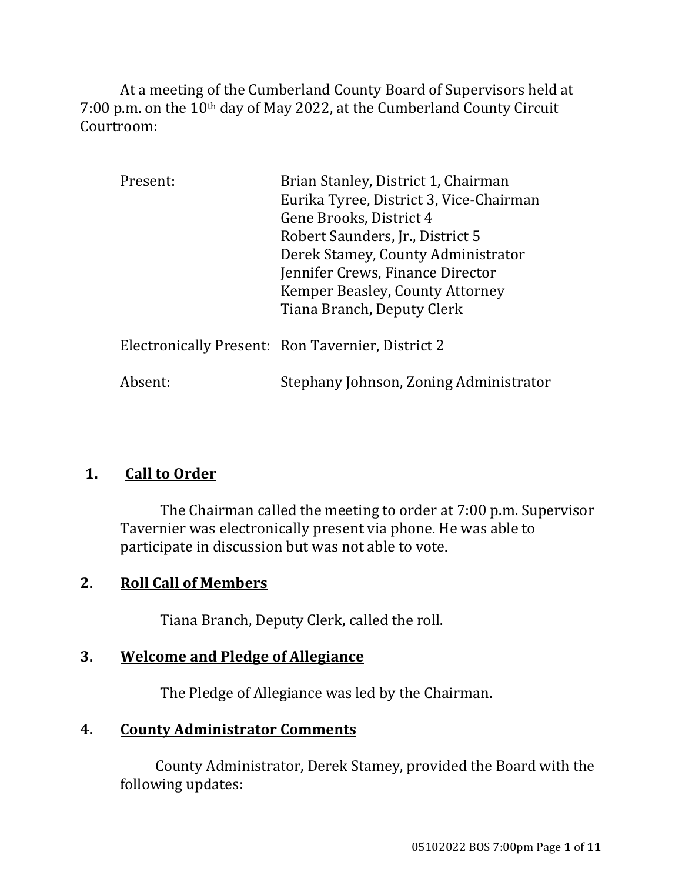At a meeting of the Cumberland County Board of Supervisors held at 7:00 p.m. on the 10th day of May 2022, at the Cumberland County Circuit Courtroom:

| | |
|---|---|
| Present: | Brian Stanley, District 1, Chairman |
| | Eurika Tyree, District 3, Vice-Chairman |
| | Gene Brooks, District 4 |
| | Robert Saunders, Jr., District 5 |
| | Derek Stamey, County Administrator |
| | Jennifer Crews, Finance Director |
| | Kemper Beasley, County Attorney |
| | Tiana Branch, Deputy Clerk |
| Electronically Present: | Ron Tavernier, District 2 |
| Absent: | Stephany Johnson, Zoning Administrator |

## 1. Call to Order

The Chairman called the meeting to order at 7:00 p.m. Supervisor Tavernier was electronically present via phone. He was able to participate in discussion but was not able to vote.

## 2. Roll Call of Members

Tiana Branch, Deputy Clerk, called the roll.

## 3. Welcome and Pledge of Allegiance

The Pledge of Allegiance was led by the Chairman.

## 4. County Administrator Comments

County Administrator, Derek Stamey, provided the Board with the following updates: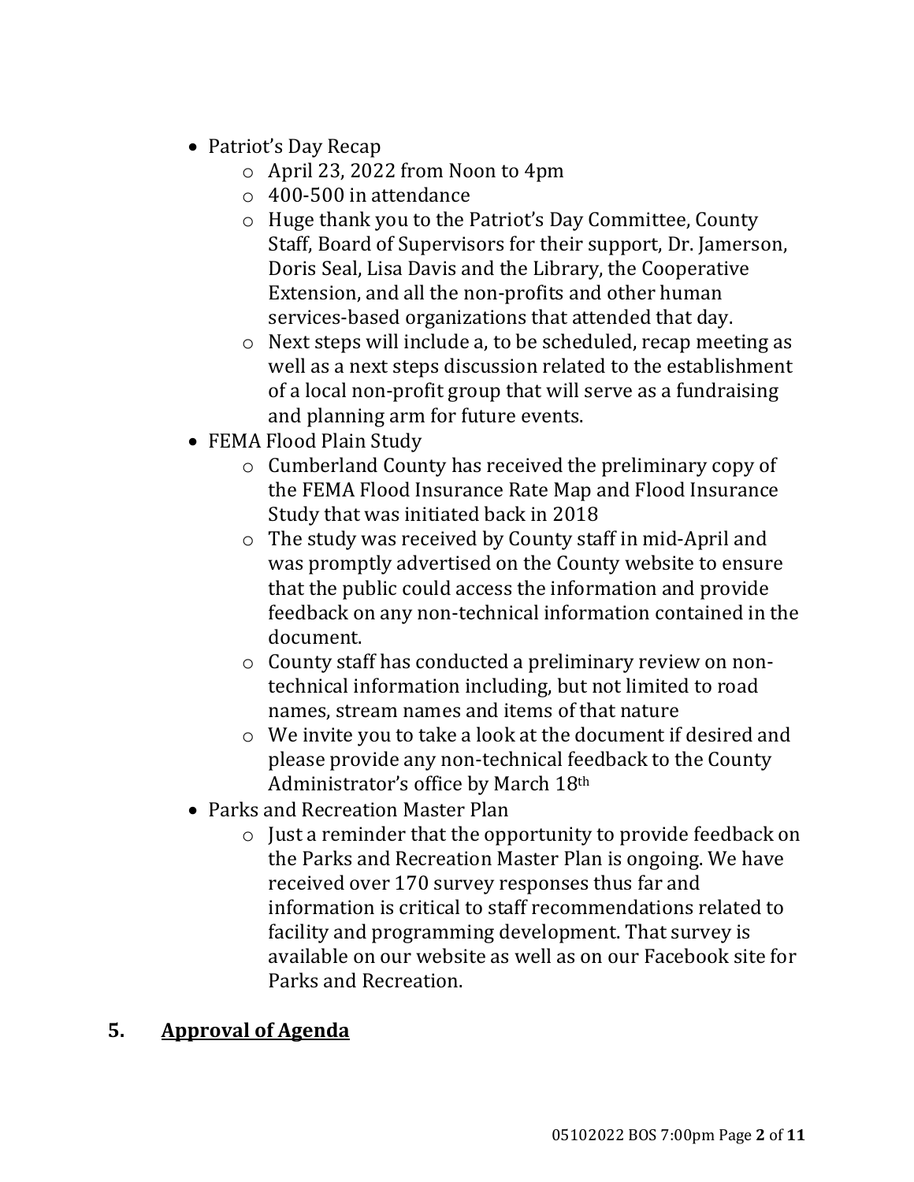- Patriot's Day Recap
  - April 23, 2022 from Noon to 4pm
  - 400-500 in attendance
  - Huge thank you to the Patriot's Day Committee, County Staff, Board of Supervisors for their support, Dr. Jamerson, Doris Seal, Lisa Davis and the Library, the Cooperative Extension, and all the non-profits and other human services-based organizations that attended that day.
  - Next steps will include a, to be scheduled, recap meeting as well as a next steps discussion related to the establishment of a local non-profit group that will serve as a fundraising and planning arm for future events.
- FEMA Flood Plain Study
  - Cumberland County has received the preliminary copy of the FEMA Flood Insurance Rate Map and Flood Insurance Study that was initiated back in 2018
  - The study was received by County staff in mid-April and was promptly advertised on the County website to ensure that the public could access the information and provide feedback on any non-technical information contained in the document.
  - County staff has conducted a preliminary review on non-technical information including, but not limited to road names, stream names and items of that nature
  - We invite you to take a look at the document if desired and please provide any non-technical feedback to the County Administrator's office by March 18th
- Parks and Recreation Master Plan
  - Just a reminder that the opportunity to provide feedback on the Parks and Recreation Master Plan is ongoing. We have received over 170 survey responses thus far and information is critical to staff recommendations related to facility and programming development. That survey is available on our website as well as on our Facebook site for Parks and Recreation.

## 5. Approval of Agenda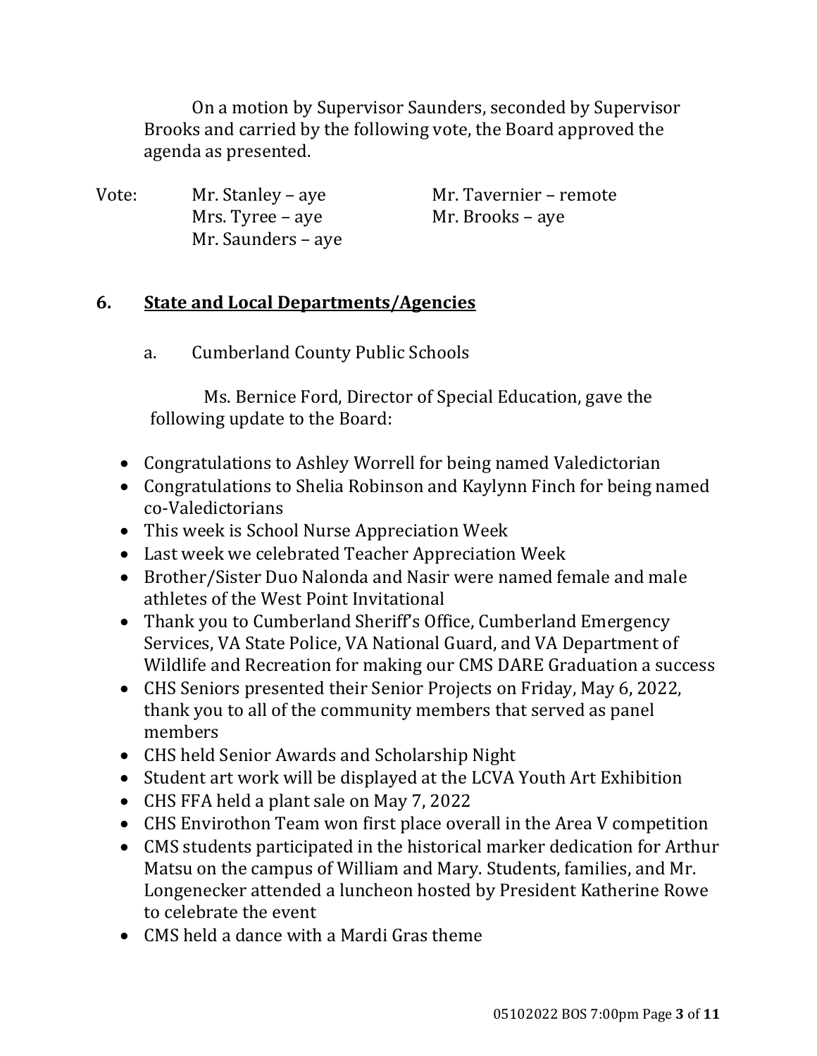On a motion by Supervisor Saunders, seconded by Supervisor Brooks and carried by the following vote, the Board approved the agenda as presented.

| | | |
|---|---|---|
| Vote: | Mr. Stanley – aye | Mr. Tavernier – remote |
| | Mrs. Tyree – aye | Mr. Brooks – aye |
| | Mr. Saunders – aye | |

## 6. State and Local Departments/Agencies

a. Cumberland County Public Schools

Ms. Bernice Ford, Director of Special Education, gave the following update to the Board:

- Congratulations to Ashley Worrell for being named Valedictorian
- Congratulations to Shelia Robinson and Kaylynn Finch for being named co-Valedictorians
- This week is School Nurse Appreciation Week
- Last week we celebrated Teacher Appreciation Week
- Brother/Sister Duo Nalonda and Nasir were named female and male athletes of the West Point Invitational
- Thank you to Cumberland Sheriff's Office, Cumberland Emergency Services, VA State Police, VA National Guard, and VA Department of Wildlife and Recreation for making our CMS DARE Graduation a success
- CHS Seniors presented their Senior Projects on Friday, May 6, 2022, thank you to all of the community members that served as panel members
- CHS held Senior Awards and Scholarship Night
- Student art work will be displayed at the LCVA Youth Art Exhibition
- CHS FFA held a plant sale on May 7, 2022
- CHS Envirothon Team won first place overall in the Area V competition
- CMS students participated in the historical marker dedication for Arthur Matsu on the campus of William and Mary. Students, families, and Mr. Longenecker attended a luncheon hosted by President Katherine Rowe to celebrate the event
- CMS held a dance with a Mardi Gras theme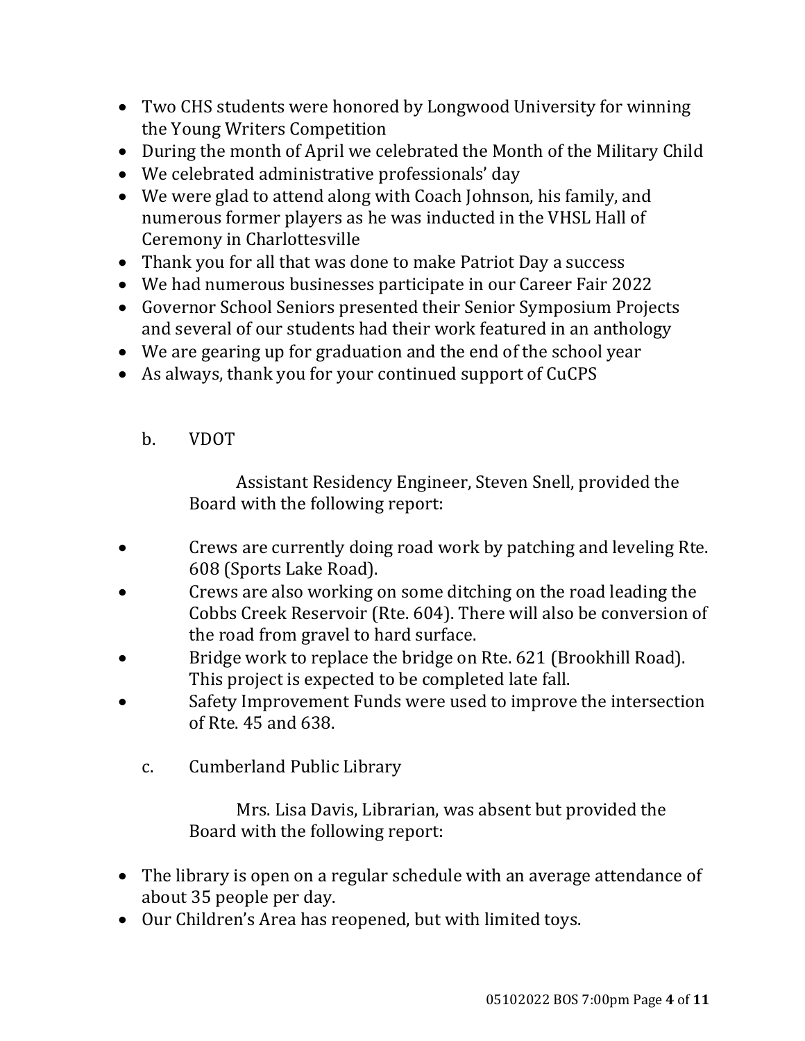- Two CHS students were honored by Longwood University for winning the Young Writers Competition
- During the month of April we celebrated the Month of the Military Child
- We celebrated administrative professionals' day
- We were glad to attend along with Coach Johnson, his family, and numerous former players as he was inducted in the VHSL Hall of Ceremony in Charlottesville
- Thank you for all that was done to make Patriot Day a success
- We had numerous businesses participate in our Career Fair 2022
- Governor School Seniors presented their Senior Symposium Projects and several of our students had their work featured in an anthology
- We are gearing up for graduation and the end of the school year
- As always, thank you for your continued support of CuCPS

b. VDOT

Assistant Residency Engineer, Steven Snell, provided the Board with the following report:

- Crews are currently doing road work by patching and leveling Rte. 608 (Sports Lake Road).
- Crews are also working on some ditching on the road leading the Cobbs Creek Reservoir (Rte. 604). There will also be conversion of the road from gravel to hard surface.
- Bridge work to replace the bridge on Rte. 621 (Brookhill Road). This project is expected to be completed late fall.
- Safety Improvement Funds were used to improve the intersection of Rte. 45 and 638.

c. Cumberland Public Library

Mrs. Lisa Davis, Librarian, was absent but provided the Board with the following report:

- The library is open on a regular schedule with an average attendance of about 35 people per day.
- Our Children's Area has reopened, but with limited toys.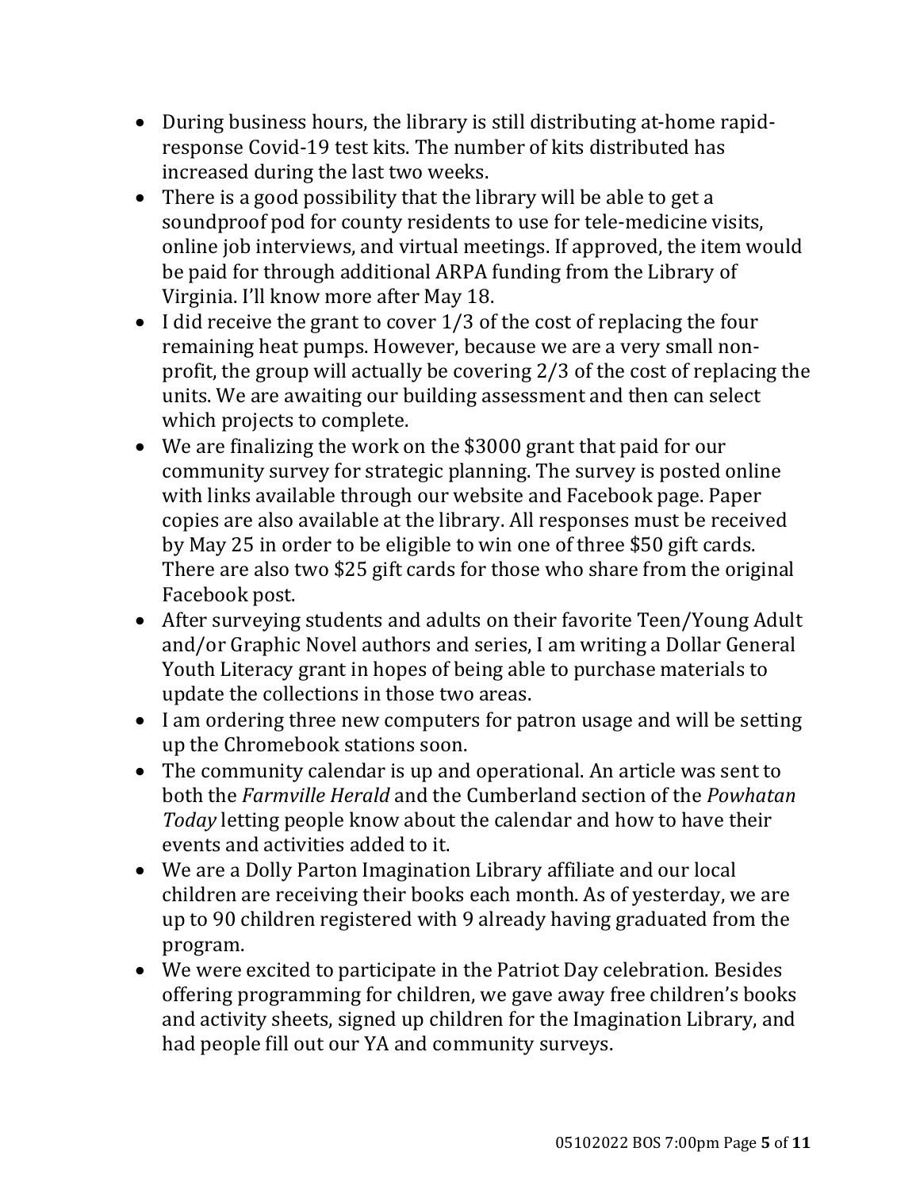- During business hours, the library is still distributing at-home rapid-response Covid-19 test kits. The number of kits distributed has increased during the last two weeks.
- There is a good possibility that the library will be able to get a soundproof pod for county residents to use for tele-medicine visits, online job interviews, and virtual meetings. If approved, the item would be paid for through additional ARPA funding from the Library of Virginia. I'll know more after May 18.
- I did receive the grant to cover 1/3 of the cost of replacing the four remaining heat pumps. However, because we are a very small non-profit, the group will actually be covering 2/3 of the cost of replacing the units. We are awaiting our building assessment and then can select which projects to complete.
- We are finalizing the work on the $3000 grant that paid for our community survey for strategic planning. The survey is posted online with links available through our website and Facebook page. Paper copies are also available at the library. All responses must be received by May 25 in order to be eligible to win one of three $50 gift cards. There are also two $25 gift cards for those who share from the original Facebook post.
- After surveying students and adults on their favorite Teen/Young Adult and/or Graphic Novel authors and series, I am writing a Dollar General Youth Literacy grant in hopes of being able to purchase materials to update the collections in those two areas.
- I am ordering three new computers for patron usage and will be setting up the Chromebook stations soon.
- The community calendar is up and operational. An article was sent to both the *Farmville Herald* and the Cumberland section of the *Powhatan Today* letting people know about the calendar and how to have their events and activities added to it.
- We are a Dolly Parton Imagination Library affiliate and our local children are receiving their books each month. As of yesterday, we are up to 90 children registered with 9 already having graduated from the program.
- We were excited to participate in the Patriot Day celebration. Besides offering programming for children, we gave away free children's books and activity sheets, signed up children for the Imagination Library, and had people fill out our YA and community surveys.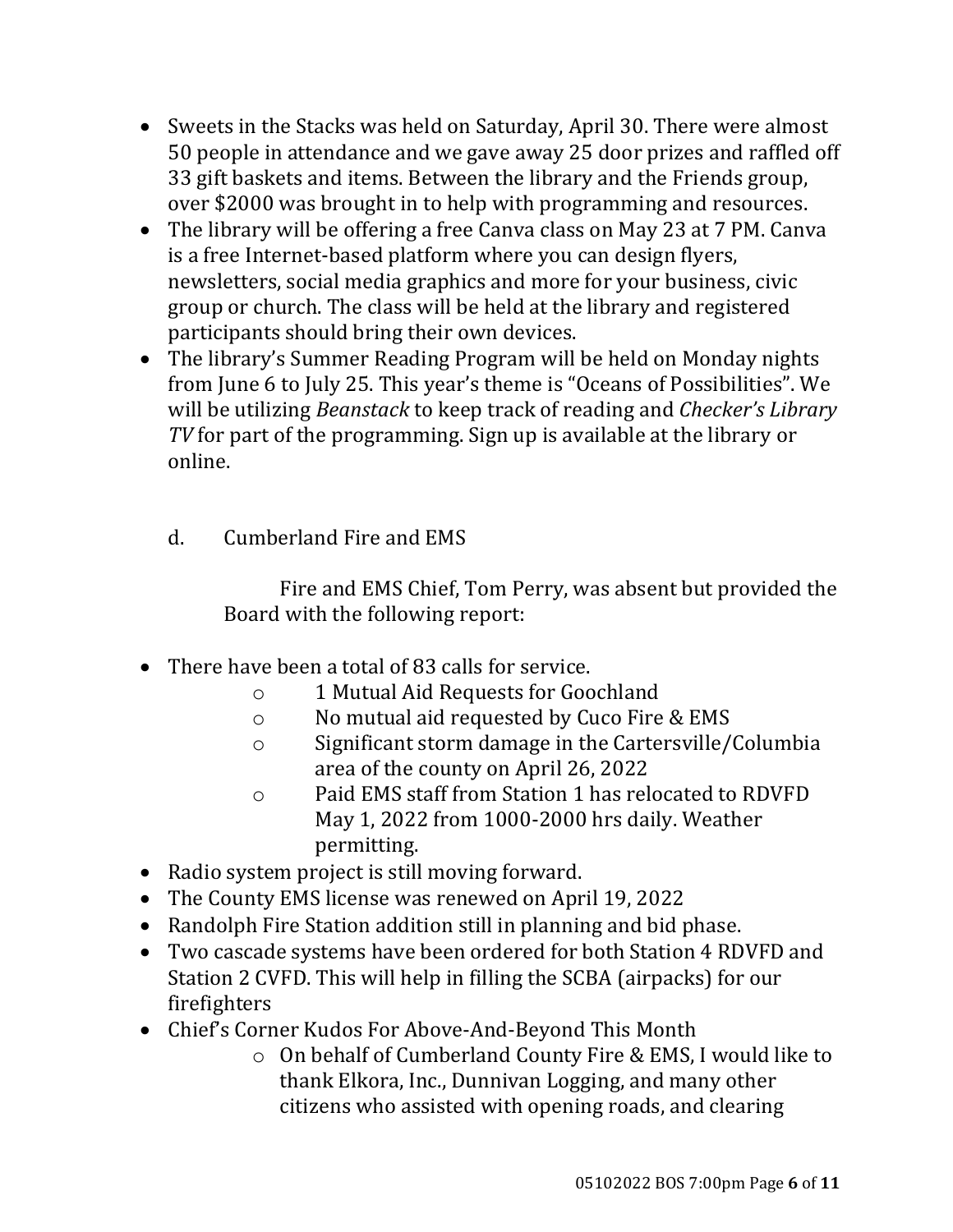- Sweets in the Stacks was held on Saturday, April 30. There were almost 50 people in attendance and we gave away 25 door prizes and raffled off 33 gift baskets and items. Between the library and the Friends group, over $2000 was brought in to help with programming and resources.
- The library will be offering a free Canva class on May 23 at 7 PM. Canva is a free Internet-based platform where you can design flyers, newsletters, social media graphics and more for your business, civic group or church. The class will be held at the library and registered participants should bring their own devices.
- The library's Summer Reading Program will be held on Monday nights from June 6 to July 25. This year's theme is "Oceans of Possibilities". We will be utilizing *Beanstack* to keep track of reading and *Checker's Library TV* for part of the programming. Sign up is available at the library or online.

d. Cumberland Fire and EMS

Fire and EMS Chief, Tom Perry, was absent but provided the Board with the following report:

- There have been a total of 83 calls for service.
  - 1 Mutual Aid Requests for Goochland
  - No mutual aid requested by Cuco Fire & EMS
  - Significant storm damage in the Cartersville/Columbia area of the county on April 26, 2022
  - Paid EMS staff from Station 1 has relocated to RDVFD May 1, 2022 from 1000-2000 hrs daily. Weather permitting.
- Radio system project is still moving forward.
- The County EMS license was renewed on April 19, 2022
- Randolph Fire Station addition still in planning and bid phase.
- Two cascade systems have been ordered for both Station 4 RDVFD and Station 2 CVFD. This will help in filling the SCBA (airpacks) for our firefighters
- Chief's Corner Kudos For Above-And-Beyond This Month
  - On behalf of Cumberland County Fire & EMS, I would like to thank Elkora, Inc., Dunnivan Logging, and many other citizens who assisted with opening roads, and clearing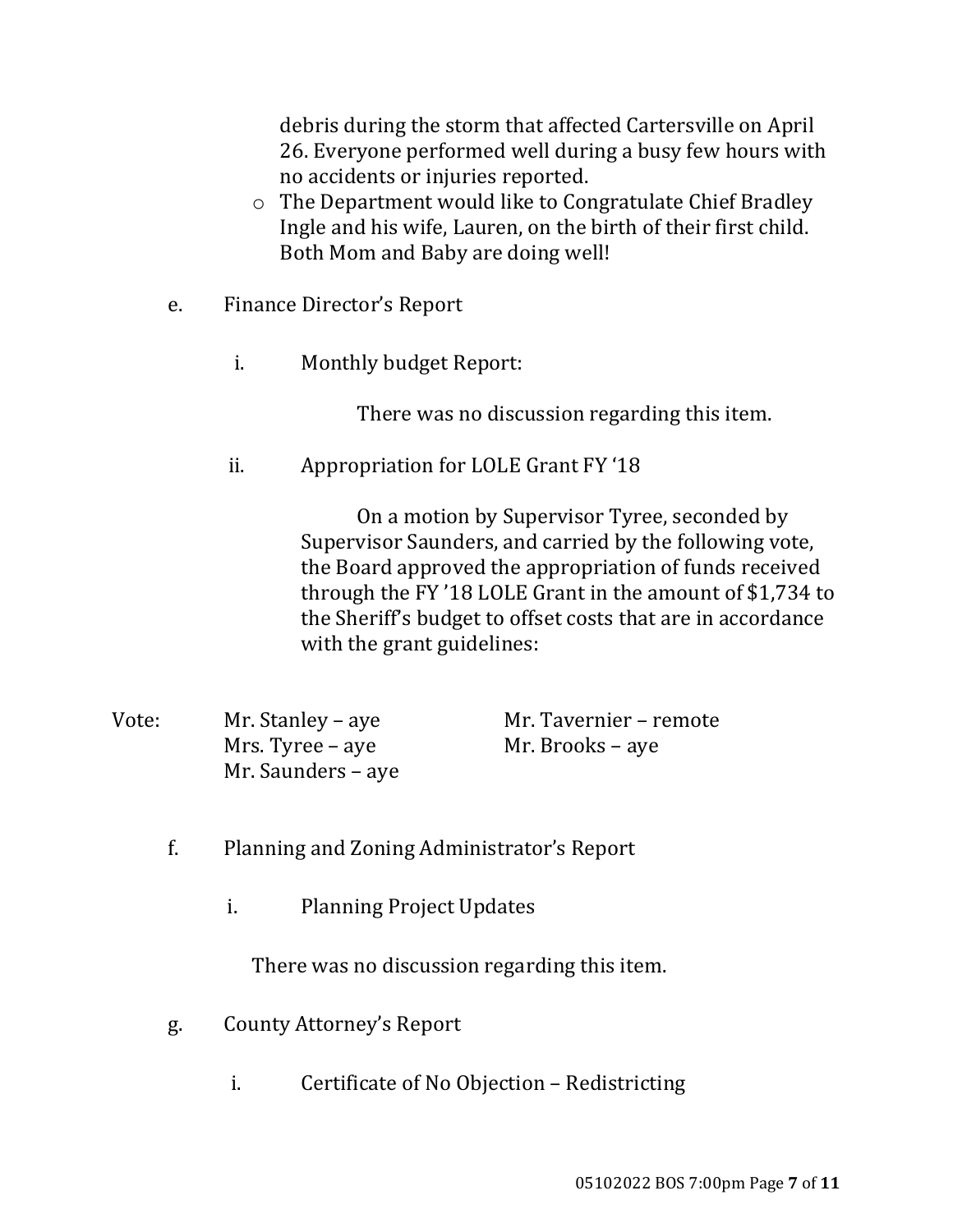debris during the storm that affected Cartersville on April 26. Everyone performed well during a busy few hours with no accidents or injuries reported.

- The Department would like to Congratulate Chief Bradley Ingle and his wife, Lauren, on the birth of their first child. Both Mom and Baby are doing well!

e. Finance Director's Report

i. Monthly budget Report:

There was no discussion regarding this item.

ii. Appropriation for LOLE Grant FY '18

On a motion by Supervisor Tyree, seconded by Supervisor Saunders, and carried by the following vote, the Board approved the appropriation of funds received through the FY '18 LOLE Grant in the amount of $1,734 to the Sheriff's budget to offset costs that are in accordance with the grant guidelines:

| | | |
|---|---|---|
| Vote: | Mr. Stanley – aye | Mr. Tavernier – remote |
| | Mrs. Tyree – aye | Mr. Brooks – aye |
| | Mr. Saunders – aye | |

f. Planning and Zoning Administrator's Report

i. Planning Project Updates

There was no discussion regarding this item.

g. County Attorney's Report

i. Certificate of No Objection – Redistricting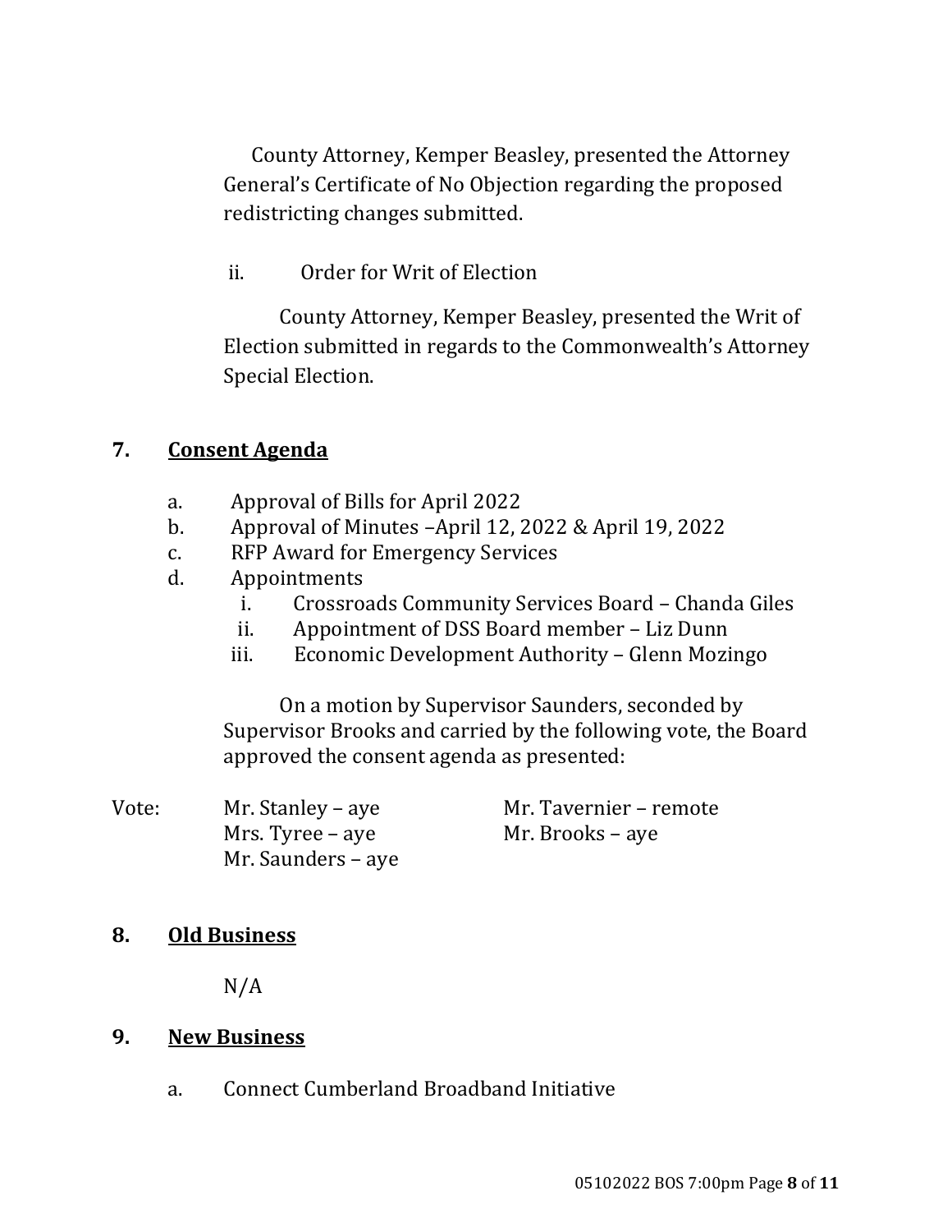County Attorney, Kemper Beasley, presented the Attorney General's Certificate of No Objection regarding the proposed redistricting changes submitted.

ii. Order for Writ of Election

County Attorney, Kemper Beasley, presented the Writ of Election submitted in regards to the Commonwealth's Attorney Special Election.

## 7. Consent Agenda

a. Approval of Bills for April 2022
b. Approval of Minutes –April 12, 2022 & April 19, 2022
c. RFP Award for Emergency Services
d. Appointments
   i. Crossroads Community Services Board – Chanda Giles
   ii. Appointment of DSS Board member – Liz Dunn
   iii. Economic Development Authority – Glenn Mozingo

On a motion by Supervisor Saunders, seconded by Supervisor Brooks and carried by the following vote, the Board approved the consent agenda as presented:

Vote:
Mr. Stanley – aye
Mrs. Tyree – aye
Mr. Saunders – aye
Mr. Tavernier – remote
Mr. Brooks – aye

## 8. Old Business

N/A

## 9. New Business

a. Connect Cumberland Broadband Initiative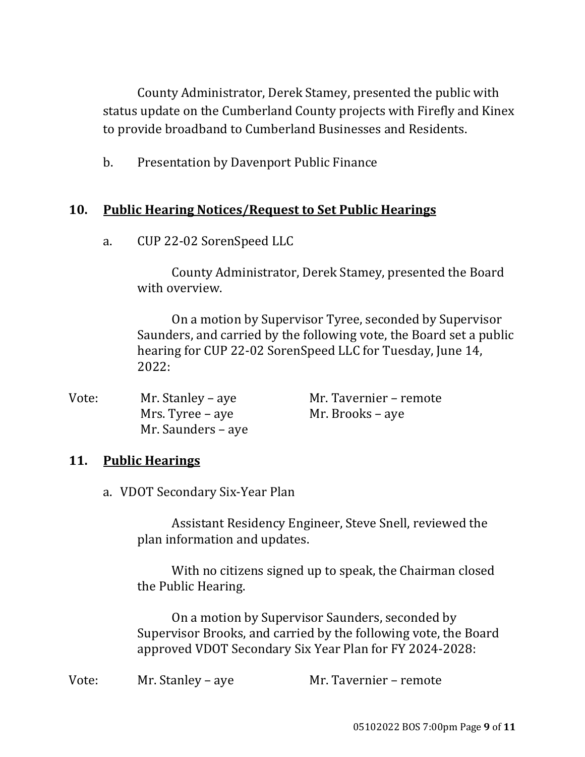County Administrator, Derek Stamey, presented the public with status update on the Cumberland County projects with Firefly and Kinex to provide broadband to Cumberland Businesses and Residents.

b. Presentation by Davenport Public Finance

## 10. Public Hearing Notices/Request to Set Public Hearings

a. CUP 22-02 SorenSpeed LLC

County Administrator, Derek Stamey, presented the Board with overview.

On a motion by Supervisor Tyree, seconded by Supervisor Saunders, and carried by the following vote, the Board set a public hearing for CUP 22-02 SorenSpeed LLC for Tuesday, June 14, 2022:

| | | |
|---|---|---|
| Vote: | Mr. Stanley – aye | Mr. Tavernier – remote |
| | Mrs. Tyree – aye | Mr. Brooks – aye |
| | Mr. Saunders – aye | |

## 11. Public Hearings

a. VDOT Secondary Six-Year Plan

Assistant Residency Engineer, Steve Snell, reviewed the plan information and updates.

With no citizens signed up to speak, the Chairman closed the Public Hearing.

On a motion by Supervisor Saunders, seconded by Supervisor Brooks, and carried by the following vote, the Board approved VDOT Secondary Six Year Plan for FY 2024-2028:

| | | |
|---|---|---|
| Vote: | Mr. Stanley – aye | Mr. Tavernier – remote |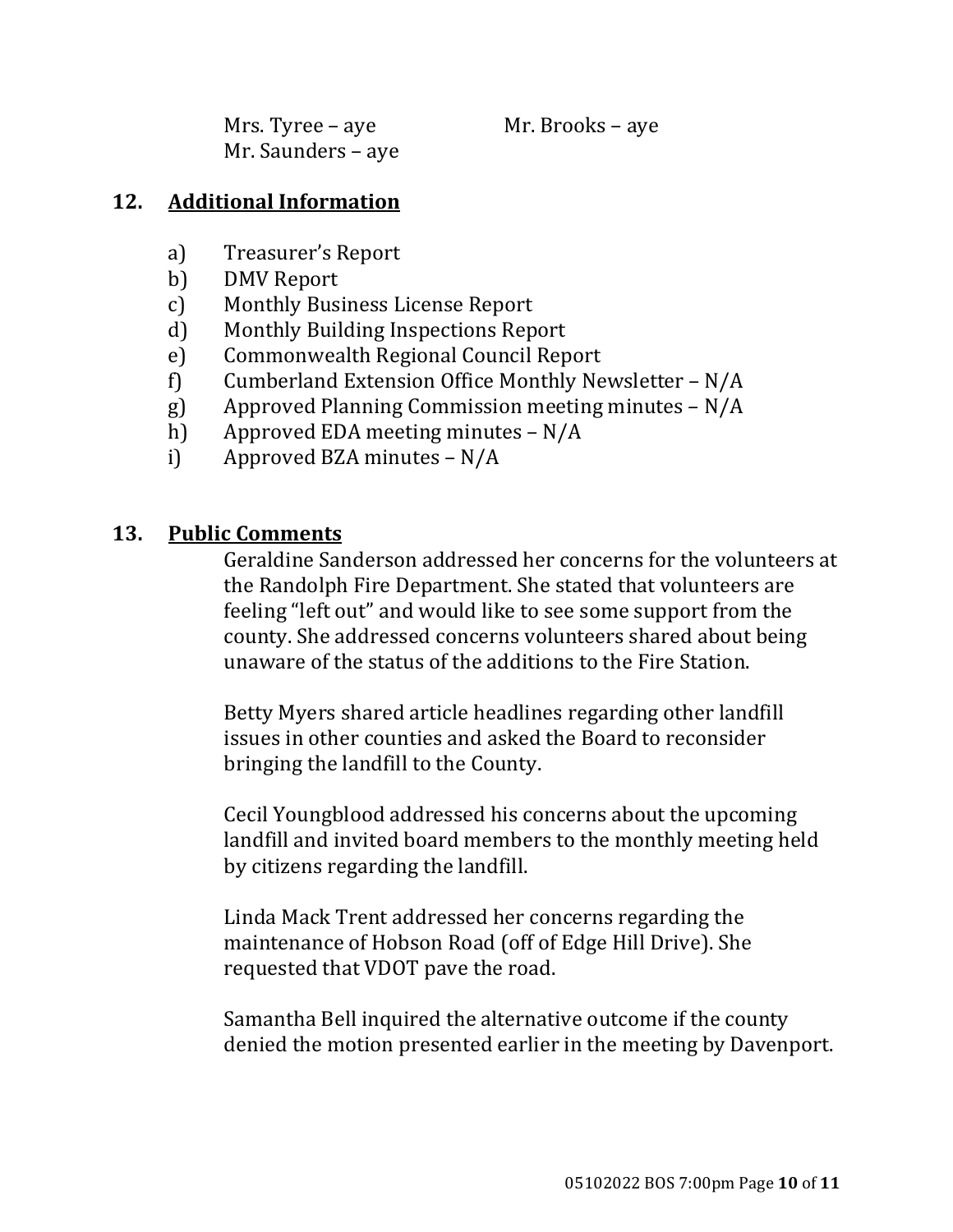Mrs. Tyree – aye
Mr. Brooks – aye
Mr. Saunders – aye

## 12. Additional Information

a) Treasurer's Report
b) DMV Report
c) Monthly Business License Report
d) Monthly Building Inspections Report
e) Commonwealth Regional Council Report
f) Cumberland Extension Office Monthly Newsletter – N/A
g) Approved Planning Commission meeting minutes – N/A
h) Approved EDA meeting minutes – N/A
i) Approved BZA minutes – N/A

## 13. Public Comments

Geraldine Sanderson addressed her concerns for the volunteers at the Randolph Fire Department. She stated that volunteers are feeling "left out" and would like to see some support from the county. She addressed concerns volunteers shared about being unaware of the status of the additions to the Fire Station.

Betty Myers shared article headlines regarding other landfill issues in other counties and asked the Board to reconsider bringing the landfill to the County.

Cecil Youngblood addressed his concerns about the upcoming landfill and invited board members to the monthly meeting held by citizens regarding the landfill.

Linda Mack Trent addressed her concerns regarding the maintenance of Hobson Road (off of Edge Hill Drive). She requested that VDOT pave the road.

Samantha Bell inquired the alternative outcome if the county denied the motion presented earlier in the meeting by Davenport.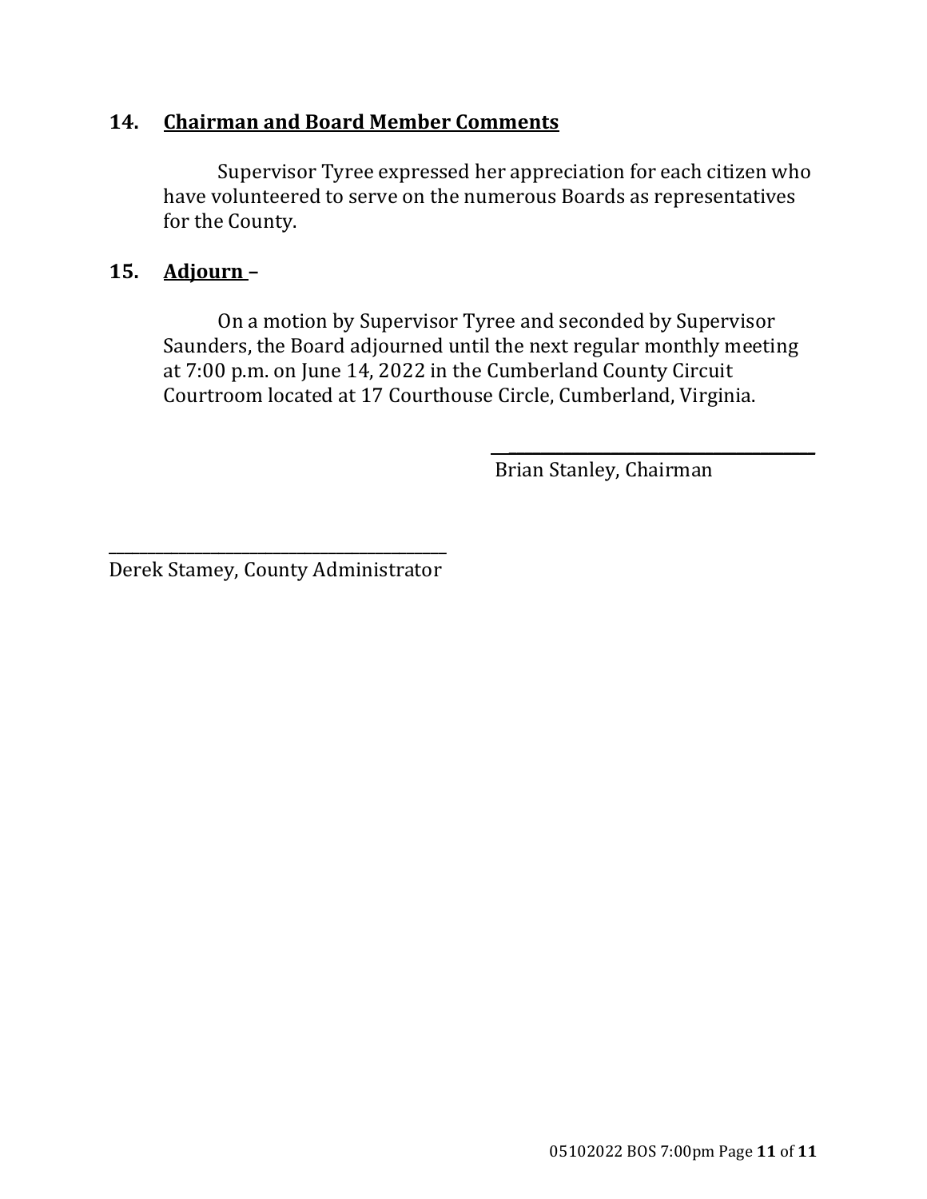## 14. Chairman and Board Member Comments

Supervisor Tyree expressed her appreciation for each citizen who have volunteered to serve on the numerous Boards as representatives for the County.

## 15. Adjourn –

On a motion by Supervisor Tyree and seconded by Supervisor Saunders, the Board adjourned until the next regular monthly meeting at 7:00 p.m. on June 14, 2022 in the Cumberland County Circuit Courtroom located at 17 Courthouse Circle, Cumberland, Virginia.

\_\_\_\_\_\_\_\_\_\_\_\_\_\_\_\_\_\_\_\_\_\_\_\_\_\_\_\_\_\_\_\_\_\_\_\_\_\_
Brian Stanley, Chairman

\_\_\_\_\_\_\_\_\_\_\_\_\_\_\_\_\_\_\_\_\_\_\_\_\_\_\_\_\_\_\_\_\_\_\_\_\_\_
Derek Stamey, County Administrator